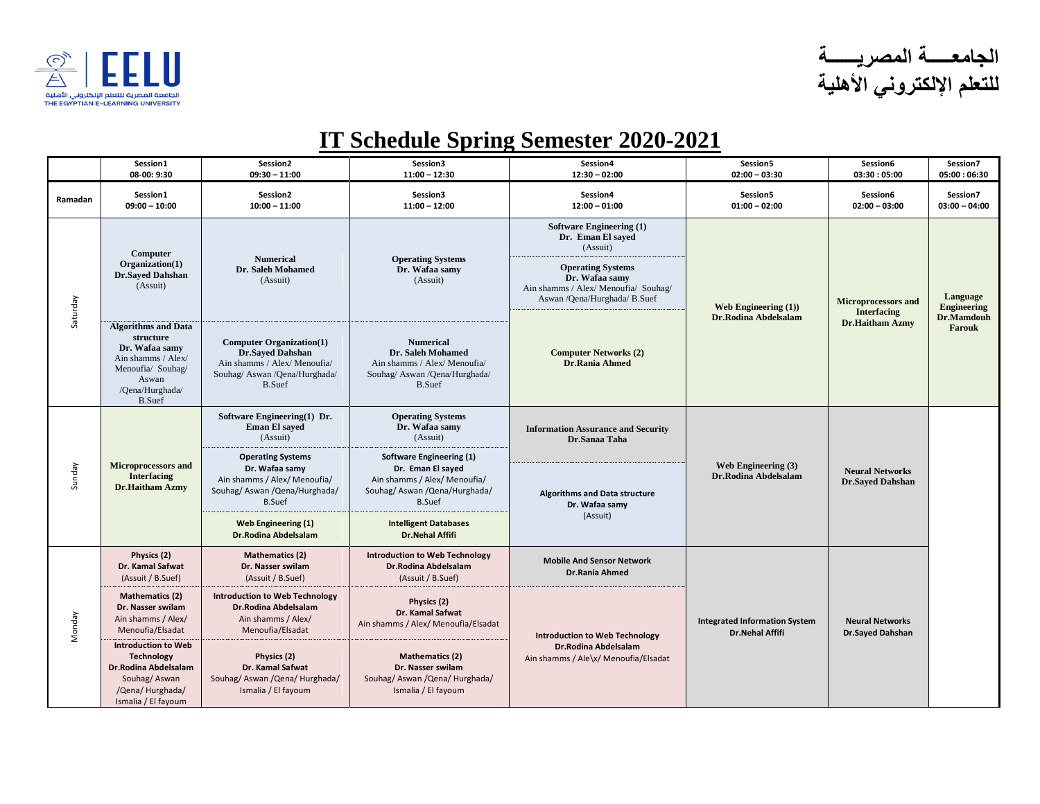الجامعـــــة المصريـــــة
للتعلم الإلكتروني الأهلية

# IT Schedule Spring Semester 2020-2021

| | Session1 08-00: 9:30 | Session2 09:30 – 11:00 | Session3 11:00 – 12:30 | Session4 12:30 – 02:00 | Session5 02:00 – 03:30 | Session6 03:30 : 05:00 | Session7 05:00 : 06:30 |
|---|---|---|---|---|---|---|---|
| Ramadan | Session1 09:00 – 10:00 | Session2 10:00 – 11:00 | Session3 11:00 – 12:00 | Session4 12:00 – 01:00 | Session5 01:00 – 02:00 | Session6 02:00 – 03:00 | Session7 03:00 – 04:00 |
| Saturday | **Computer Organization(1) Dr.Sayed Dahshan** (Assuit) | **Numerical Dr. Saleh Mohamed** (Assuit) | **Operating Systems Dr. Wafaa samy** (Assuit) | **Software Engineering (1) Dr. Eman El sayed** (Assuit) | **Web Engineering (1) Dr.Rodina Abdelsalam** | **Microprocessors and Interfacing Dr.Haitham Azmy** | **Language Engineering Dr.Mamdouh Farouk** |
| | | | | **Operating Systems Dr. Wafaa samy** Ain shamms / Alex/ Menoufia/ Souhag/ Aswan /Qena/Hurghada/ B.Suef | | | |
| | **Algorithms and Data structure Dr. Wafaa samy** Ain shamms / Alex/ Menoufia/ Souhag/ Aswan /Qena/Hurghada/ B.Suef | **Computer Organization(1) Dr.Sayed Dahshan** Ain shamms / Alex/ Menoufia/ Souhag/ Aswan /Qena/Hurghada/ B.Suef | **Numerical Dr. Saleh Mohamed** Ain shamms / Alex/ Menoufia/ Souhag/ Aswan /Qena/Hurghada/ B.Suef | **Computer Networks (2) Dr.Rania Ahmed** | | | |
| Sunday | **Microprocessors and Interfacing Dr.Haitham Azmy** | **Software Engineering(1) Dr. Eman El sayed** (Assuit) | **Operating Systems Dr. Wafaa samy** (Assuit) | **Information Assurance and Security Dr.Sanaa Taha** | **Web Engineering (3) Dr.Rodina Abdelsalam** | **Neural Networks Dr.Sayed Dahshan** | |
| | | **Operating Systems Dr. Wafaa samy** Ain shamms / Alex/ Menoufia/ Souhag/ Aswan /Qena/Hurghada/ B.Suef | **Software Engineering (1) Dr. Eman El sayed** Ain shamms / Alex/ Menoufia/ Souhag/ Aswan /Qena/Hurghada/ B.Suef | **Algorithms and Data structure Dr. Wafaa samy** (Assuit) | | | |
| | | **Web Engineering (1) Dr.Rodina Abdelsalam** | **Intelligent Databases Dr.Nehal Affifi** | | | | |
| Monday | **Physics (2) Dr. Kamal Safwat** (Assuit / B.Suef) | **Mathematics (2) Dr. Nasser swilam** (Assuit / B.Suef) | **Introduction to Web Technology Dr.Rodina Abdelsalam** (Assuit / B.Suef) | **Mobile And Sensor Network Dr.Rania Ahmed** | **Integrated Information System Dr.Nehal Affifi** | **Neural Networks Dr.Sayed Dahshan** | |
| | **Mathematics (2) Dr. Nasser swilam** Ain shamms / Alex/ Menoufia/Elsadat | **Introduction to Web Technology Dr.Rodina Abdelsalam** Ain shamms / Alex/ Menoufia/Elsadat | **Physics (2) Dr. Kamal Safwat** Ain shamms / Alex/ Menoufia/Elsadat | **Introduction to Web Technology Dr.Rodina Abdelsalam** Ain shamms / Ale\x/ Menoufia/Elsadat | | | |
| | **Introduction to Web Technology Dr.Rodina Abdelsalam** Souhag/ Aswan /Qena/ Hurghada/ Ismalia / El fayoum | **Physics (2) Dr. Kamal Safwat** Souhag/ Aswan /Qena/ Hurghada/ Ismalia / El fayoum | **Mathematics (2) Dr. Nasser swilam** Souhag/ Aswan /Qena/ Hurghada/ Ismalia / El fayoum | | | | |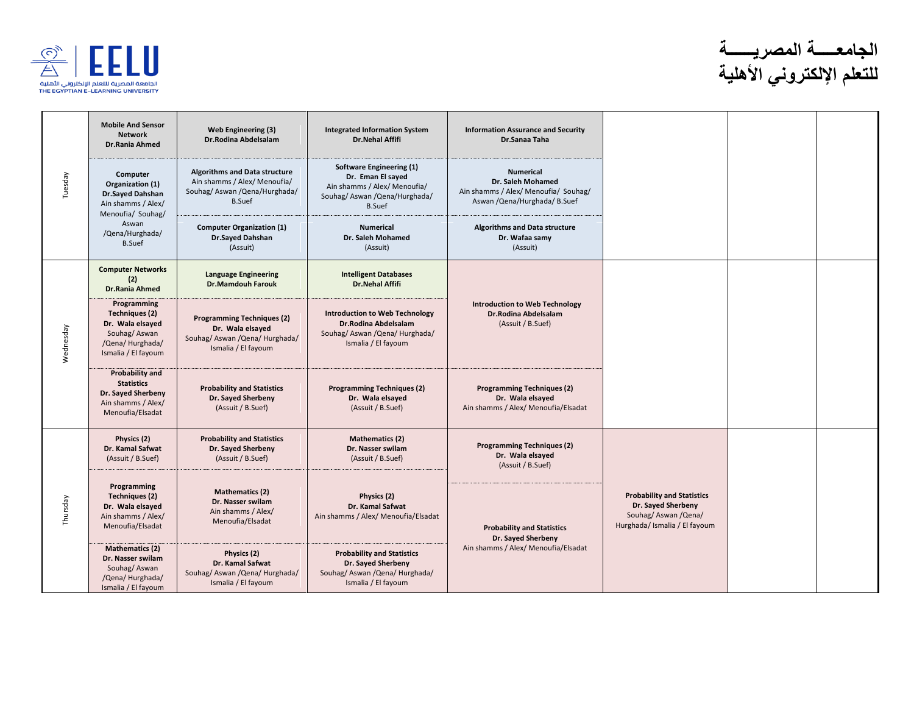الجامعـــــة المصريـــــة
للتعلم الإلكتروني الأهلية

| | | | | | | | |
|---|---|---|---|---|---|---|---|
| Tuesday | **Mobile And Sensor Network** **Dr.Rania Ahmed** | **Web Engineering (3)** **Dr.Rodina Abdelsalam** | **Integrated Information System** **Dr.Nehal Affifi** | **Information Assurance and Security** **Dr.Sanaa Taha** | | | |
| | **Computer Organization (1)** **Dr.Sayed Dahshan** Ain shamms / Alex/ Menoufia/ Souhag/ Aswan /Qena/Hurghada/ B.Suef | **Algorithms and Data structure** Ain shamms / Alex/ Menoufia/ Souhag/ Aswan /Qena/Hurghada/ B.Suef | **Software Engineering (1)** **Dr. Eman El sayed** Ain shamms / Alex/ Menoufia/ Souhag/ Aswan /Qena/Hurghada/ B.Suef | **Numerical** **Dr. Saleh Mohamed** Ain shamms / Alex/ Menoufia/ Souhag/ Aswan /Qena/Hurghada/ B.Suef | | | |
| | | **Computer Organization (1)** **Dr.Sayed Dahshan** (Assuit) | **Numerical** **Dr. Saleh Mohamed** (Assuit) | **Algorithms and Data structure** **Dr. Wafaa samy** (Assuit) | | | |
| Wednesday | **Computer Networks (2)** **Dr.Rania Ahmed** | **Language Engineering** **Dr.Mamdouh Farouk** | **Intelligent Databases** **Dr.Nehal Affifi** | **Introduction to Web Technology** **Dr.Rodina Abdelsalam** (Assuit / B.Suef) | | | |
| | **Programming Techniques (2)** **Dr. Wala elsayed** Souhag/ Aswan /Qena/ Hurghada/ Ismalia / El fayoum | **Programming Techniques (2)** **Dr. Wala elsayed** Souhag/ Aswan /Qena/ Hurghada/ Ismalia / El fayoum | **Introduction to Web Technology** **Dr.Rodina Abdelsalam** Souhag/ Aswan /Qena/ Hurghada/ Ismalia / El fayoum | | | | |
| | **Probability and Statistics** **Dr. Sayed Sherbeny** Ain shamms / Alex/ Menoufia/Elsadat | **Probability and Statistics** **Dr. Sayed Sherbeny** (Assuit / B.Suef) | **Programming Techniques (2)** **Dr. Wala elsayed** (Assuit / B.Suef) | **Programming Techniques (2)** **Dr. Wala elsayed** Ain shamms / Alex/ Menoufia/Elsadat | | | |
| Thursday | **Physics (2)** **Dr. Kamal Safwat** (Assuit / B.Suef) | **Probability and Statistics** **Dr. Sayed Sherbeny** (Assuit / B.Suef) | **Mathematics (2)** **Dr. Nasser swilam** (Assuit / B.Suef) | **Programming Techniques (2)** **Dr. Wala elsayed** (Assuit / B.Suef) | **Probability and Statistics** **Dr. Sayed Sherbeny** Souhag/ Aswan /Qena/ Hurghada/ Ismalia / El fayoum | | |
| | **Programming Techniques (2)** **Dr. Wala elsayed** Ain shamms / Alex/ Menoufia/Elsadat | **Mathematics (2)** **Dr. Nasser swilam** Ain shamms / Alex/ Menoufia/Elsadat | **Physics (2)** **Dr. Kamal Safwat** Ain shamms / Alex/ Menoufia/Elsadat | **Probability and Statistics** **Dr. Sayed Sherbeny** Ain shamms / Alex/ Menoufia/Elsadat | | | |
| | **Mathematics (2)** **Dr. Nasser swilam** Souhag/ Aswan /Qena/ Hurghada/ Ismalia / El fayoum | **Physics (2)** **Dr. Kamal Safwat** Souhag/ Aswan /Qena/ Hurghada/ Ismalia / El fayoum | **Probability and Statistics** **Dr. Sayed Sherbeny** Souhag/ Aswan /Qena/ Hurghada/ Ismalia / El fayoum | | | | |